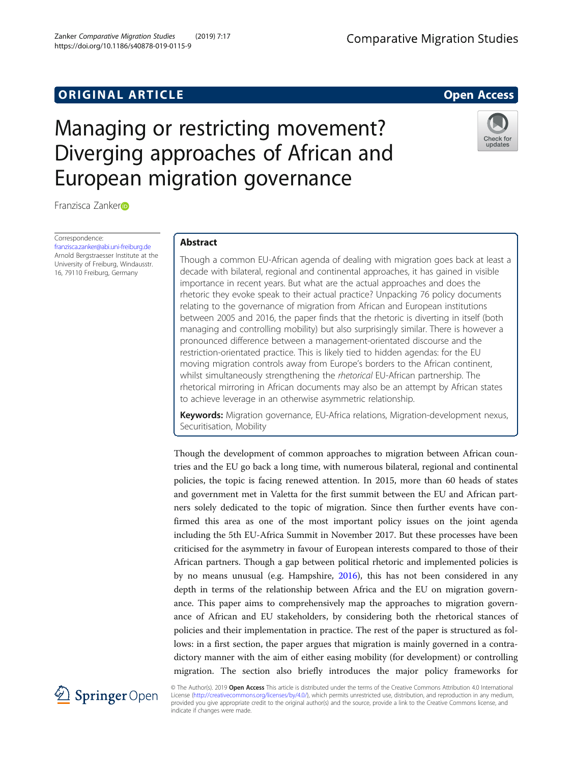## ORIGINAL ARTICLE

**Open Access**

# Managing or restricting movement? Diverging approaches of African and European migration governance

Franzisca Zanker

Correspondence:
franzisca.zanker@abi.uni-freiburg.de
Arnold Bergstraesser Institute at the University of Freiburg, Windausstr. 16, 79110 Freiburg, Germany

## Abstract

Though a common EU-African agenda of dealing with migration goes back at least a decade with bilateral, regional and continental approaches, it has gained in visible importance in recent years. But what are the actual approaches and does the rhetoric they evoke speak to their actual practice? Unpacking 76 policy documents relating to the governance of migration from African and European institutions between 2005 and 2016, the paper finds that the rhetoric is diverting in itself (both managing and controlling mobility) but also surprisingly similar. There is however a pronounced difference between a management-orientated discourse and the restriction-orientated practice. This is likely tied to hidden agendas: for the EU moving migration controls away from Europe's borders to the African continent, whilst simultaneously strengthening the *rhetorical* EU-African partnership. The rhetorical mirroring in African documents may also be an attempt by African states to achieve leverage in an otherwise asymmetric relationship.

**Keywords:** Migration governance, EU-Africa relations, Migration-development nexus, Securitisation, Mobility

Though the development of common approaches to migration between African countries and the EU go back a long time, with numerous bilateral, regional and continental policies, the topic is facing renewed attention. In 2015, more than 60 heads of states and government met in Valetta for the first summit between the EU and African partners solely dedicated to the topic of migration. Since then further events have confirmed this area as one of the most important policy issues on the joint agenda including the 5th EU-Africa Summit in November 2017. But these processes have been criticised for the asymmetry in favour of European interests compared to those of their African partners. Though a gap between political rhetoric and implemented policies is by no means unusual (e.g. Hampshire, 2016), this has not been considered in any depth in terms of the relationship between Africa and the EU on migration governance. This paper aims to comprehensively map the approaches to migration governance of African and EU stakeholders, by considering both the rhetorical stances of policies and their implementation in practice. The rest of the paper is structured as follows: in a first section, the paper argues that migration is mainly governed in a contradictory manner with the aim of either easing mobility (for development) or controlling migration. The section also briefly introduces the major policy frameworks for

© The Author(s). 2019 **Open Access** This article is distributed under the terms of the Creative Commons Attribution 4.0 International License (http://creativecommons.org/licenses/by/4.0/), which permits unrestricted use, distribution, and reproduction in any medium, provided you give appropriate credit to the original author(s) and the source, provide a link to the Creative Commons license, and indicate if changes were made.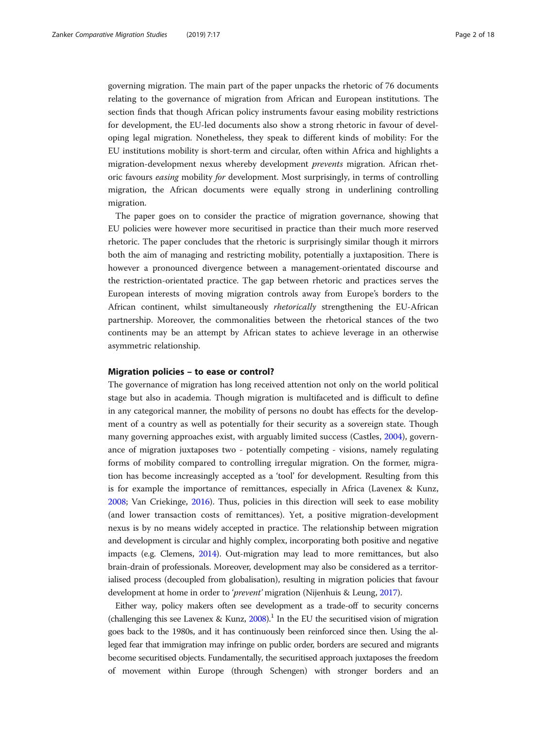governing migration. The main part of the paper unpacks the rhetoric of 76 documents relating to the governance of migration from African and European institutions. The section finds that though African policy instruments favour easing mobility restrictions for development, the EU-led documents also show a strong rhetoric in favour of developing legal migration. Nonetheless, they speak to different kinds of mobility: For the EU institutions mobility is short-term and circular, often within Africa and highlights a migration-development nexus whereby development *prevents* migration. African rhetoric favours *easing* mobility *for* development. Most surprisingly, in terms of controlling migration, the African documents were equally strong in underlining controlling migration.

The paper goes on to consider the practice of migration governance, showing that EU policies were however more securitised in practice than their much more reserved rhetoric. The paper concludes that the rhetoric is surprisingly similar though it mirrors both the aim of managing and restricting mobility, potentially a juxtaposition. There is however a pronounced divergence between a management-orientated discourse and the restriction-orientated practice. The gap between rhetoric and practices serves the European interests of moving migration controls away from Europe's borders to the African continent, whilst simultaneously *rhetorically* strengthening the EU-African partnership. Moreover, the commonalities between the rhetorical stances of the two continents may be an attempt by African states to achieve leverage in an otherwise asymmetric relationship.

## Migration policies – to ease or control?

The governance of migration has long received attention not only on the world political stage but also in academia. Though migration is multifaceted and is difficult to define in any categorical manner, the mobility of persons no doubt has effects for the development of a country as well as potentially for their security as a sovereign state. Though many governing approaches exist, with arguably limited success (Castles, 2004), governance of migration juxtaposes two - potentially competing - visions, namely regulating forms of mobility compared to controlling irregular migration. On the former, migration has become increasingly accepted as a 'tool' for development. Resulting from this is for example the importance of remittances, especially in Africa (Lavenex & Kunz, 2008; Van Criekinge, 2016). Thus, policies in this direction will seek to ease mobility (and lower transaction costs of remittances). Yet, a positive migration-development nexus is by no means widely accepted in practice. The relationship between migration and development is circular and highly complex, incorporating both positive and negative impacts (e.g. Clemens, 2014). Out-migration may lead to more remittances, but also brain-drain of professionals. Moreover, development may also be considered as a territorialised process (decoupled from globalisation), resulting in migration policies that favour development at home in order to '*prevent*' migration (Nijenhuis & Leung, 2017).

Either way, policy makers often see development as a trade-off to security concerns (challenging this see Lavenex & Kunz, 2008).[1] In the EU the securitised vision of migration goes back to the 1980s, and it has continuously been reinforced since then. Using the alleged fear that immigration may infringe on public order, borders are secured and migrants become securitised objects. Fundamentally, the securitised approach juxtaposes the freedom of movement within Europe (through Schengen) with stronger borders and an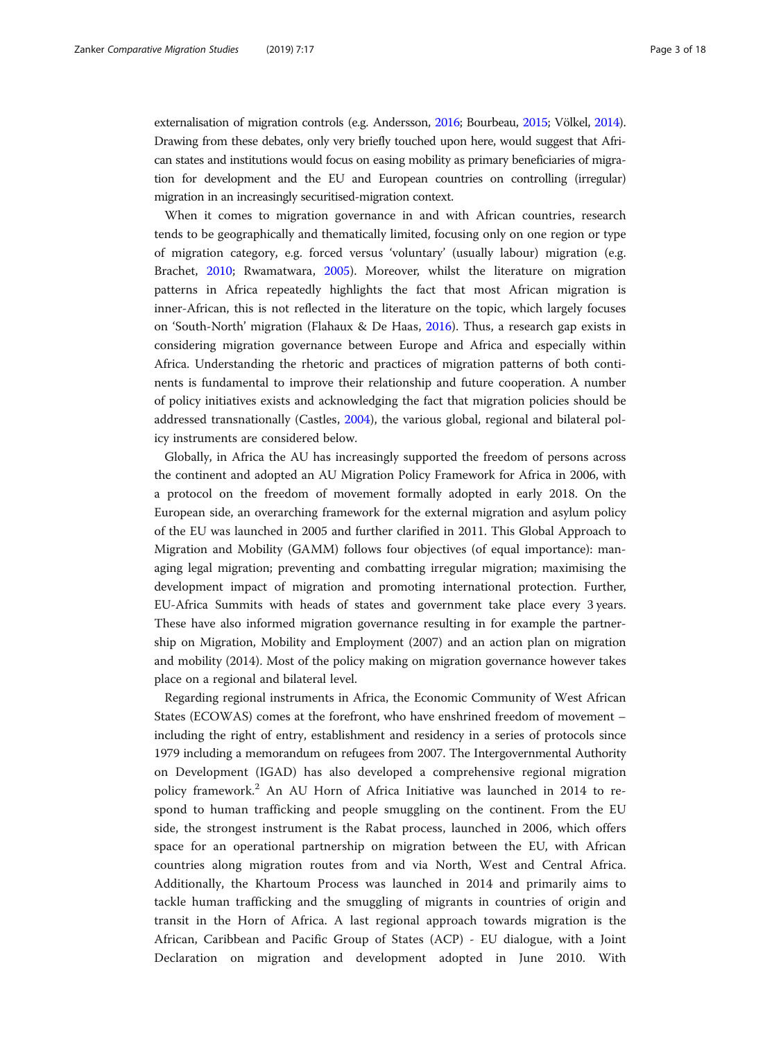externalisation of migration controls (e.g. Andersson, 2016; Bourbeau, 2015; Völkel, 2014). Drawing from these debates, only very briefly touched upon here, would suggest that African states and institutions would focus on easing mobility as primary beneficiaries of migration for development and the EU and European countries on controlling (irregular) migration in an increasingly securitised-migration context.

When it comes to migration governance in and with African countries, research tends to be geographically and thematically limited, focusing only on one region or type of migration category, e.g. forced versus 'voluntary' (usually labour) migration (e.g. Brachet, 2010; Rwamatwara, 2005). Moreover, whilst the literature on migration patterns in Africa repeatedly highlights the fact that most African migration is inner-African, this is not reflected in the literature on the topic, which largely focuses on 'South-North' migration (Flahaux & De Haas, 2016). Thus, a research gap exists in considering migration governance between Europe and Africa and especially within Africa. Understanding the rhetoric and practices of migration patterns of both continents is fundamental to improve their relationship and future cooperation. A number of policy initiatives exists and acknowledging the fact that migration policies should be addressed transnationally (Castles, 2004), the various global, regional and bilateral policy instruments are considered below.

Globally, in Africa the AU has increasingly supported the freedom of persons across the continent and adopted an AU Migration Policy Framework for Africa in 2006, with a protocol on the freedom of movement formally adopted in early 2018. On the European side, an overarching framework for the external migration and asylum policy of the EU was launched in 2005 and further clarified in 2011. This Global Approach to Migration and Mobility (GAMM) follows four objectives (of equal importance): managing legal migration; preventing and combatting irregular migration; maximising the development impact of migration and promoting international protection. Further, EU-Africa Summits with heads of states and government take place every 3 years. These have also informed migration governance resulting in for example the partnership on Migration, Mobility and Employment (2007) and an action plan on migration and mobility (2014). Most of the policy making on migration governance however takes place on a regional and bilateral level.

Regarding regional instruments in Africa, the Economic Community of West African States (ECOWAS) comes at the forefront, who have enshrined freedom of movement – including the right of entry, establishment and residency in a series of protocols since 1979 including a memorandum on refugees from 2007. The Intergovernmental Authority on Development (IGAD) has also developed a comprehensive regional migration policy framework.[2] An AU Horn of Africa Initiative was launched in 2014 to respond to human trafficking and people smuggling on the continent. From the EU side, the strongest instrument is the Rabat process, launched in 2006, which offers space for an operational partnership on migration between the EU, with African countries along migration routes from and via North, West and Central Africa. Additionally, the Khartoum Process was launched in 2014 and primarily aims to tackle human trafficking and the smuggling of migrants in countries of origin and transit in the Horn of Africa. A last regional approach towards migration is the African, Caribbean and Pacific Group of States (ACP) - EU dialogue, with a Joint Declaration on migration and development adopted in June 2010. With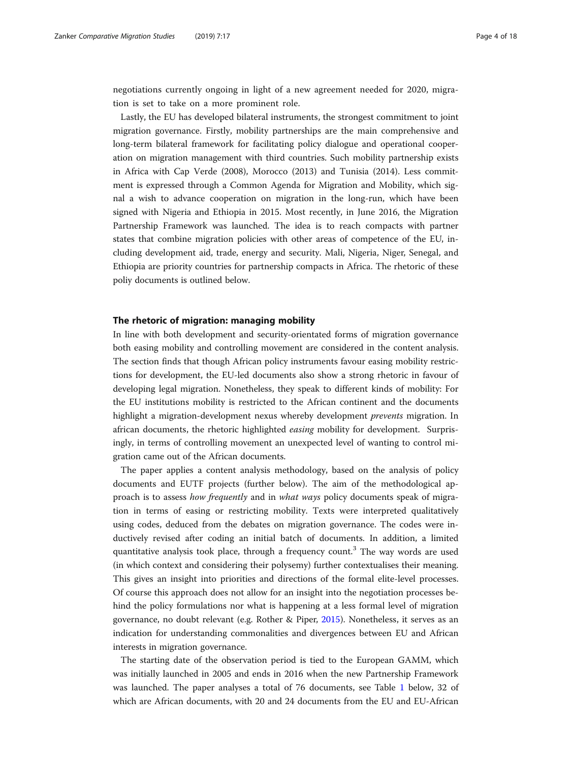negotiations currently ongoing in light of a new agreement needed for 2020, migration is set to take on a more prominent role.

Lastly, the EU has developed bilateral instruments, the strongest commitment to joint migration governance. Firstly, mobility partnerships are the main comprehensive and long-term bilateral framework for facilitating policy dialogue and operational cooperation on migration management with third countries. Such mobility partnership exists in Africa with Cap Verde (2008), Morocco (2013) and Tunisia (2014). Less commitment is expressed through a Common Agenda for Migration and Mobility, which signal a wish to advance cooperation on migration in the long-run, which have been signed with Nigeria and Ethiopia in 2015. Most recently, in June 2016, the Migration Partnership Framework was launched. The idea is to reach compacts with partner states that combine migration policies with other areas of competence of the EU, including development aid, trade, energy and security. Mali, Nigeria, Niger, Senegal, and Ethiopia are priority countries for partnership compacts in Africa. The rhetoric of these poliy documents is outlined below.

## The rhetoric of migration: managing mobility

In line with both development and security-orientated forms of migration governance both easing mobility and controlling movement are considered in the content analysis. The section finds that though African policy instruments favour easing mobility restrictions for development, the EU-led documents also show a strong rhetoric in favour of developing legal migration. Nonetheless, they speak to different kinds of mobility: For the EU institutions mobility is restricted to the African continent and the documents highlight a migration-development nexus whereby development *prevents* migration. In african documents, the rhetoric highlighted *easing* mobility for development. Surprisingly, in terms of controlling movement an unexpected level of wanting to control migration came out of the African documents.

The paper applies a content analysis methodology, based on the analysis of policy documents and EUTF projects (further below). The aim of the methodological approach is to assess *how frequently* and in *what ways* policy documents speak of migration in terms of easing or restricting mobility. Texts were interpreted qualitatively using codes, deduced from the debates on migration governance. The codes were inductively revised after coding an initial batch of documents. In addition, a limited quantitative analysis took place, through a frequency count.[3] The way words are used (in which context and considering their polysemy) further contextualises their meaning. This gives an insight into priorities and directions of the formal elite-level processes. Of course this approach does not allow for an insight into the negotiation processes behind the policy formulations nor what is happening at a less formal level of migration governance, no doubt relevant (e.g. Rother & Piper, 2015). Nonetheless, it serves as an indication for understanding commonalities and divergences between EU and African interests in migration governance.

The starting date of the observation period is tied to the European GAMM, which was initially launched in 2005 and ends in 2016 when the new Partnership Framework was launched. The paper analyses a total of 76 documents, see Table 1 below, 32 of which are African documents, with 20 and 24 documents from the EU and EU-African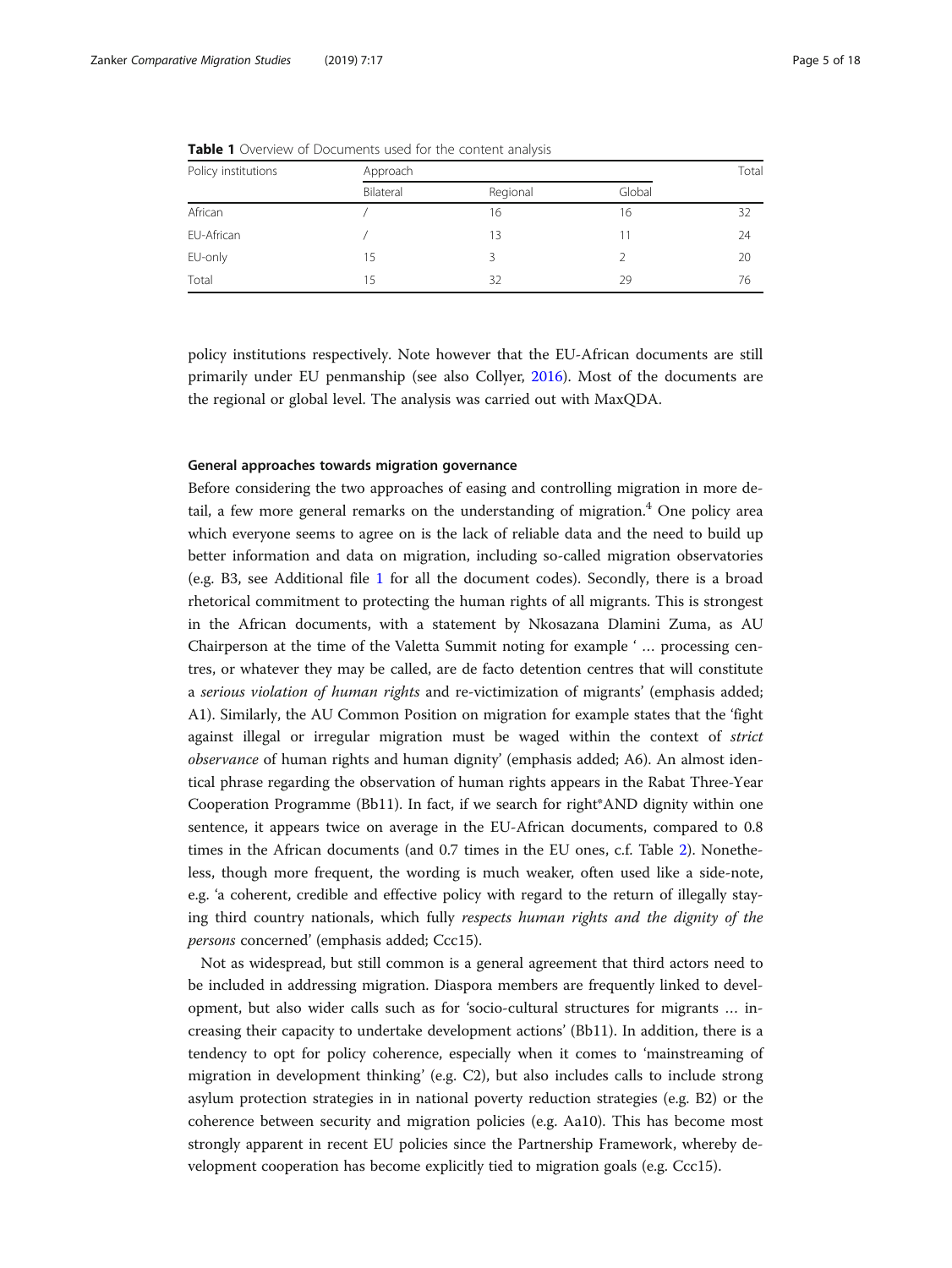**Table 1** Overview of Documents used for the content analysis

| Policy institutions | Approach | | | Total |
|---|---|---|---|---|
| | Bilateral | Regional | Global | |
| African | / | 16 | 16 | 32 |
| EU-African | / | 13 | 11 | 24 |
| EU-only | 15 | 3 | 2 | 20 |
| Total | 15 | 32 | 29 | 76 |

policy institutions respectively. Note however that the EU-African documents are still primarily under EU penmanship (see also Collyer, 2016). Most of the documents are the regional or global level. The analysis was carried out with MaxQDA.

#### General approaches towards migration governance

Before considering the two approaches of easing and controlling migration in more detail, a few more general remarks on the understanding of migration.[4] One policy area which everyone seems to agree on is the lack of reliable data and the need to build up better information and data on migration, including so-called migration observatories (e.g. B3, see Additional file 1 for all the document codes). Secondly, there is a broad rhetorical commitment to protecting the human rights of all migrants. This is strongest in the African documents, with a statement by Nkosazana Dlamini Zuma, as AU Chairperson at the time of the Valetta Summit noting for example ' … processing centres, or whatever they may be called, are de facto detention centres that will constitute a *serious violation of human rights* and re-victimization of migrants' (emphasis added; A1). Similarly, the AU Common Position on migration for example states that the 'fight against illegal or irregular migration must be waged within the context of *strict observance* of human rights and human dignity' (emphasis added; A6). An almost identical phrase regarding the observation of human rights appears in the Rabat Three-Year Cooperation Programme (Bb11). In fact, if we search for right*AND dignity within one sentence, it appears twice on average in the EU-African documents, compared to 0.8 times in the African documents (and 0.7 times in the EU ones, c.f. Table 2). Nonetheless, though more frequent, the wording is much weaker, often used like a side-note, e.g. 'a coherent, credible and effective policy with regard to the return of illegally staying third country nationals, which fully *respects human rights and the dignity of the persons* concerned' (emphasis added; Ccc15).

Not as widespread, but still common is a general agreement that third actors need to be included in addressing migration. Diaspora members are frequently linked to development, but also wider calls such as for 'socio-cultural structures for migrants … increasing their capacity to undertake development actions' (Bb11). In addition, there is a tendency to opt for policy coherence, especially when it comes to 'mainstreaming of migration in development thinking' (e.g. C2), but also includes calls to include strong asylum protection strategies in in national poverty reduction strategies (e.g. B2) or the coherence between security and migration policies (e.g. Aa10). This has become most strongly apparent in recent EU policies since the Partnership Framework, whereby development cooperation has become explicitly tied to migration goals (e.g. Ccc15).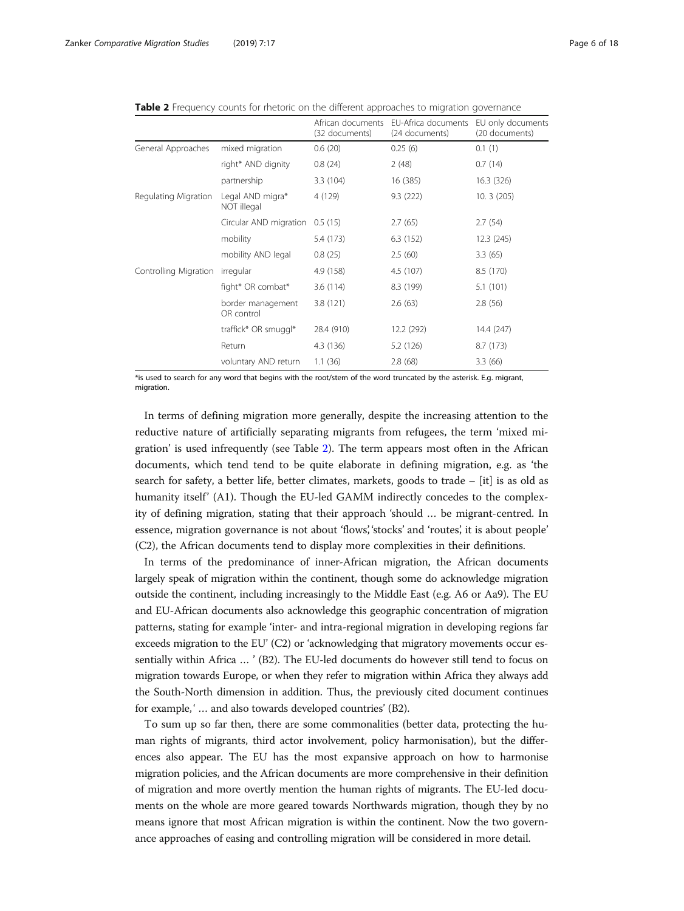**Table 2** Frequency counts for rhetoric on the different approaches to migration governance

| | | African documents (32 documents) | EU-Africa documents (24 documents) | EU only documents (20 documents) |
|---|---|---|---|---|
| General Approaches | mixed migration | 0.6 (20) | 0.25 (6) | 0.1 (1) |
| | right* AND dignity | 0.8 (24) | 2 (48) | 0.7 (14) |
| | partnership | 3.3 (104) | 16 (385) | 16.3 (326) |
| Regulating Migration | Legal AND migra* NOT illegal | 4 (129) | 9.3 (222) | 10. 3 (205) |
| | Circular AND migration | 0.5 (15) | 2.7 (65) | 2.7 (54) |
| | mobility | 5.4 (173) | 6.3 (152) | 12.3 (245) |
| | mobility AND legal | 0.8 (25) | 2.5 (60) | 3.3 (65) |
| Controlling Migration | irregular | 4.9 (158) | 4.5 (107) | 8.5 (170) |
| | fight* OR combat* | 3.6 (114) | 8.3 (199) | 5.1 (101) |
| | border management OR control | 3.8 (121) | 2.6 (63) | 2.8 (56) |
| | traffick* OR smuggl* | 28.4 (910) | 12.2 (292) | 14.4 (247) |
| | Return | 4.3 (136) | 5.2 (126) | 8.7 (173) |
| | voluntary AND return | 1.1 (36) | 2.8 (68) | 3.3 (66) |

*is used to search for any word that begins with the root/stem of the word truncated by the asterisk. E.g. migrant, migration.

In terms of defining migration more generally, despite the increasing attention to the reductive nature of artificially separating migrants from refugees, the term 'mixed migration' is used infrequently (see Table 2). The term appears most often in the African documents, which tend tend to be quite elaborate in defining migration, e.g. as 'the search for safety, a better life, better climates, markets, goods to trade – [it] is as old as humanity itself' (A1). Though the EU-led GAMM indirectly concedes to the complexity of defining migration, stating that their approach 'should … be migrant-centred. In essence, migration governance is not about 'flows', 'stocks' and 'routes', it is about people' (C2), the African documents tend to display more complexities in their definitions.

In terms of the predominance of inner-African migration, the African documents largely speak of migration within the continent, though some do acknowledge migration outside the continent, including increasingly to the Middle East (e.g. A6 or Aa9). The EU and EU-African documents also acknowledge this geographic concentration of migration patterns, stating for example 'inter- and intra-regional migration in developing regions far exceeds migration to the EU' (C2) or 'acknowledging that migratory movements occur essentially within Africa … ' (B2). The EU-led documents do however still tend to focus on migration towards Europe, or when they refer to migration within Africa they always add the South-North dimension in addition. Thus, the previously cited document continues for example, ' … and also towards developed countries' (B2).

To sum up so far then, there are some commonalities (better data, protecting the human rights of migrants, third actor involvement, policy harmonisation), but the differences also appear. The EU has the most expansive approach on how to harmonise migration policies, and the African documents are more comprehensive in their definition of migration and more overtly mention the human rights of migrants. The EU-led documents on the whole are more geared towards Northwards migration, though they by no means ignore that most African migration is within the continent. Now the two governance approaches of easing and controlling migration will be considered in more detail.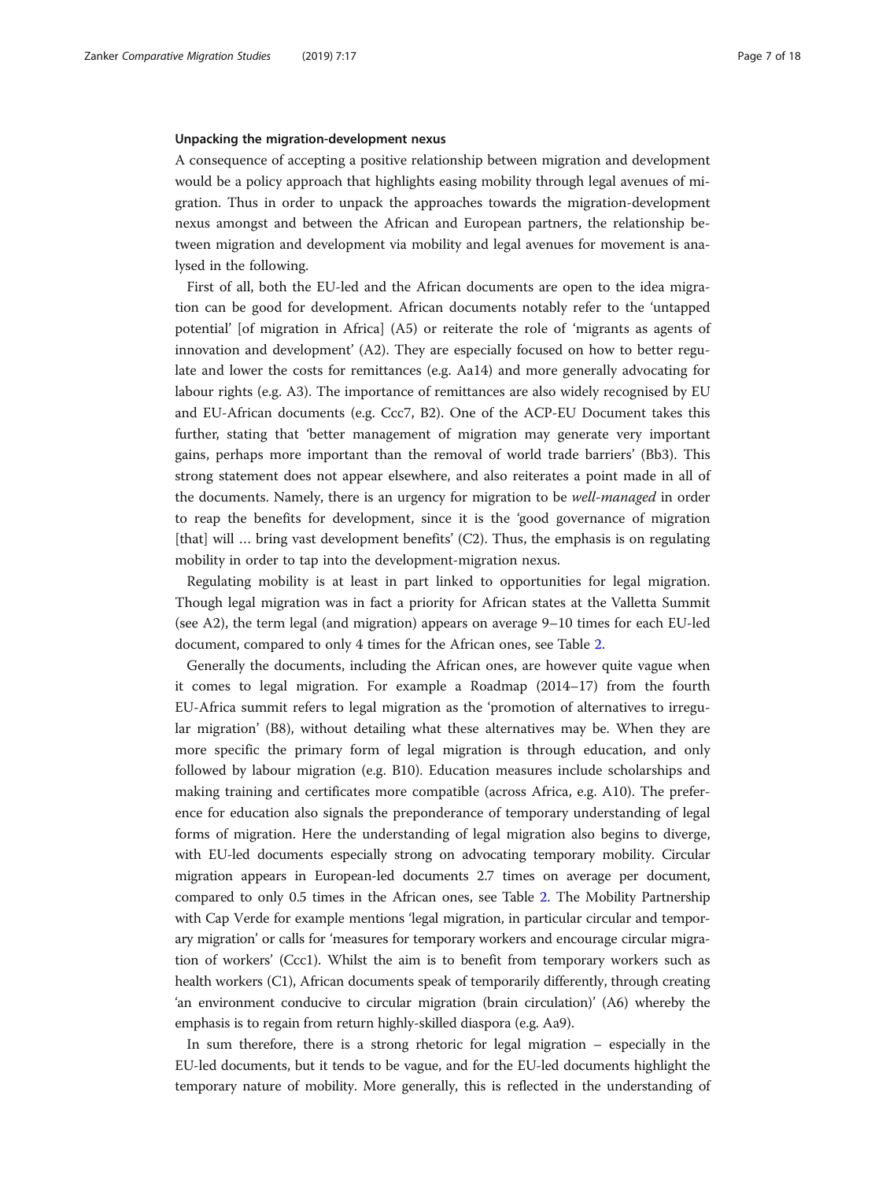#### Unpacking the migration-development nexus

A consequence of accepting a positive relationship between migration and development would be a policy approach that highlights easing mobility through legal avenues of migration. Thus in order to unpack the approaches towards the migration-development nexus amongst and between the African and European partners, the relationship between migration and development via mobility and legal avenues for movement is analysed in the following.

First of all, both the EU-led and the African documents are open to the idea migration can be good for development. African documents notably refer to the 'untapped potential' [of migration in Africa] (A5) or reiterate the role of 'migrants as agents of innovation and development' (A2). They are especially focused on how to better regulate and lower the costs for remittances (e.g. Aa14) and more generally advocating for labour rights (e.g. A3). The importance of remittances are also widely recognised by EU and EU-African documents (e.g. Ccc7, B2). One of the ACP-EU Document takes this further, stating that 'better management of migration may generate very important gains, perhaps more important than the removal of world trade barriers' (Bb3). This strong statement does not appear elsewhere, and also reiterates a point made in all of the documents. Namely, there is an urgency for migration to be *well-managed* in order to reap the benefits for development, since it is the 'good governance of migration [that] will … bring vast development benefits' (C2). Thus, the emphasis is on regulating mobility in order to tap into the development-migration nexus.

Regulating mobility is at least in part linked to opportunities for legal migration. Though legal migration was in fact a priority for African states at the Valletta Summit (see A2), the term legal (and migration) appears on average 9–10 times for each EU-led document, compared to only 4 times for the African ones, see Table 2.

Generally the documents, including the African ones, are however quite vague when it comes to legal migration. For example a Roadmap (2014–17) from the fourth EU-Africa summit refers to legal migration as the 'promotion of alternatives to irregular migration' (B8), without detailing what these alternatives may be. When they are more specific the primary form of legal migration is through education, and only followed by labour migration (e.g. B10). Education measures include scholarships and making training and certificates more compatible (across Africa, e.g. A10). The preference for education also signals the preponderance of temporary understanding of legal forms of migration. Here the understanding of legal migration also begins to diverge, with EU-led documents especially strong on advocating temporary mobility. Circular migration appears in European-led documents 2.7 times on average per document, compared to only 0.5 times in the African ones, see Table 2. The Mobility Partnership with Cap Verde for example mentions 'legal migration, in particular circular and temporary migration' or calls for 'measures for temporary workers and encourage circular migration of workers' (Ccc1). Whilst the aim is to benefit from temporary workers such as health workers (C1), African documents speak of temporarily differently, through creating 'an environment conducive to circular migration (brain circulation)' (A6) whereby the emphasis is to regain from return highly-skilled diaspora (e.g. Aa9).

In sum therefore, there is a strong rhetoric for legal migration – especially in the EU-led documents, but it tends to be vague, and for the EU-led documents highlight the temporary nature of mobility. More generally, this is reflected in the understanding of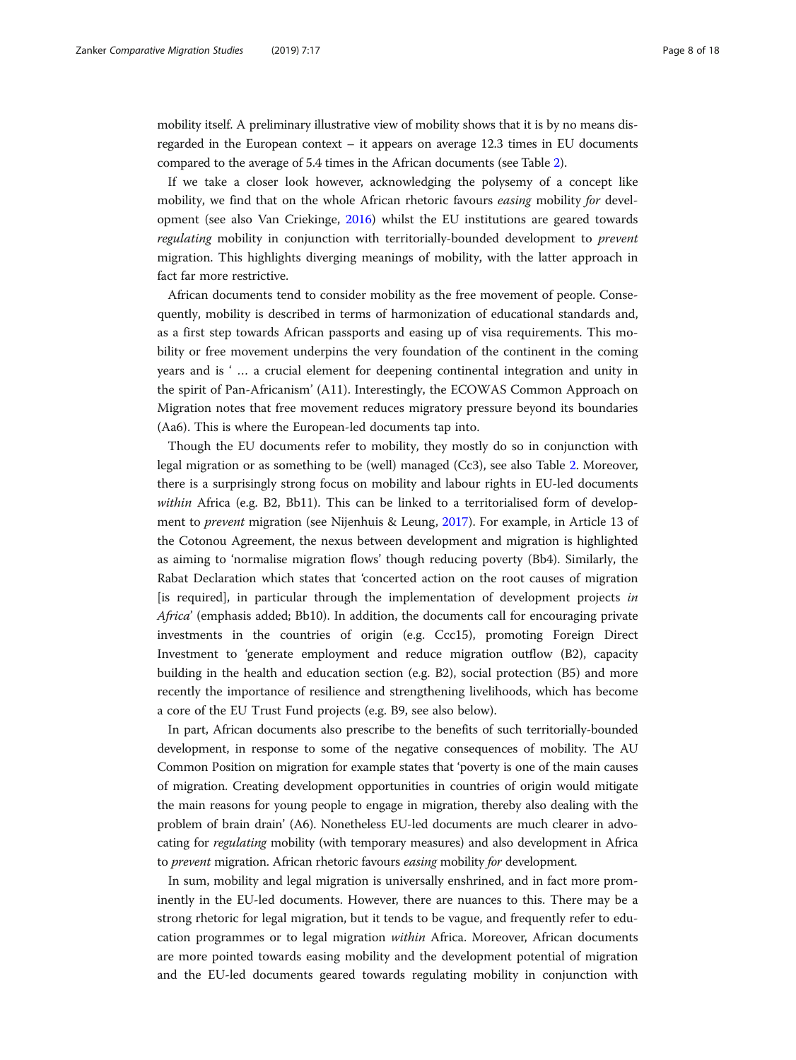mobility itself. A preliminary illustrative view of mobility shows that it is by no means disregarded in the European context – it appears on average 12.3 times in EU documents compared to the average of 5.4 times in the African documents (see Table 2).

If we take a closer look however, acknowledging the polysemy of a concept like mobility, we find that on the whole African rhetoric favours *easing* mobility *for* development (see also Van Criekinge, 2016) whilst the EU institutions are geared towards *regulating* mobility in conjunction with territorially-bounded development to *prevent* migration. This highlights diverging meanings of mobility, with the latter approach in fact far more restrictive.

African documents tend to consider mobility as the free movement of people. Consequently, mobility is described in terms of harmonization of educational standards and, as a first step towards African passports and easing up of visa requirements. This mobility or free movement underpins the very foundation of the continent in the coming years and is ' … a crucial element for deepening continental integration and unity in the spirit of Pan-Africanism' (A11). Interestingly, the ECOWAS Common Approach on Migration notes that free movement reduces migratory pressure beyond its boundaries (Aa6). This is where the European-led documents tap into.

Though the EU documents refer to mobility, they mostly do so in conjunction with legal migration or as something to be (well) managed (Cc3), see also Table 2. Moreover, there is a surprisingly strong focus on mobility and labour rights in EU-led documents *within* Africa (e.g. B2, Bb11). This can be linked to a territorialised form of development to *prevent* migration (see Nijenhuis & Leung, 2017). For example, in Article 13 of the Cotonou Agreement, the nexus between development and migration is highlighted as aiming to 'normalise migration flows' though reducing poverty (Bb4). Similarly, the Rabat Declaration which states that 'concerted action on the root causes of migration [is required], in particular through the implementation of development projects *in Africa*' (emphasis added; Bb10). In addition, the documents call for encouraging private investments in the countries of origin (e.g. Ccc15), promoting Foreign Direct Investment to 'generate employment and reduce migration outflow (B2), capacity building in the health and education section (e.g. B2), social protection (B5) and more recently the importance of resilience and strengthening livelihoods, which has become a core of the EU Trust Fund projects (e.g. B9, see also below).

In part, African documents also prescribe to the benefits of such territorially-bounded development, in response to some of the negative consequences of mobility. The AU Common Position on migration for example states that 'poverty is one of the main causes of migration. Creating development opportunities in countries of origin would mitigate the main reasons for young people to engage in migration, thereby also dealing with the problem of brain drain' (A6). Nonetheless EU-led documents are much clearer in advocating for *regulating* mobility (with temporary measures) and also development in Africa to *prevent* migration. African rhetoric favours *easing* mobility *for* development.

In sum, mobility and legal migration is universally enshrined, and in fact more prominently in the EU-led documents. However, there are nuances to this. There may be a strong rhetoric for legal migration, but it tends to be vague, and frequently refer to education programmes or to legal migration *within* Africa. Moreover, African documents are more pointed towards easing mobility and the development potential of migration and the EU-led documents geared towards regulating mobility in conjunction with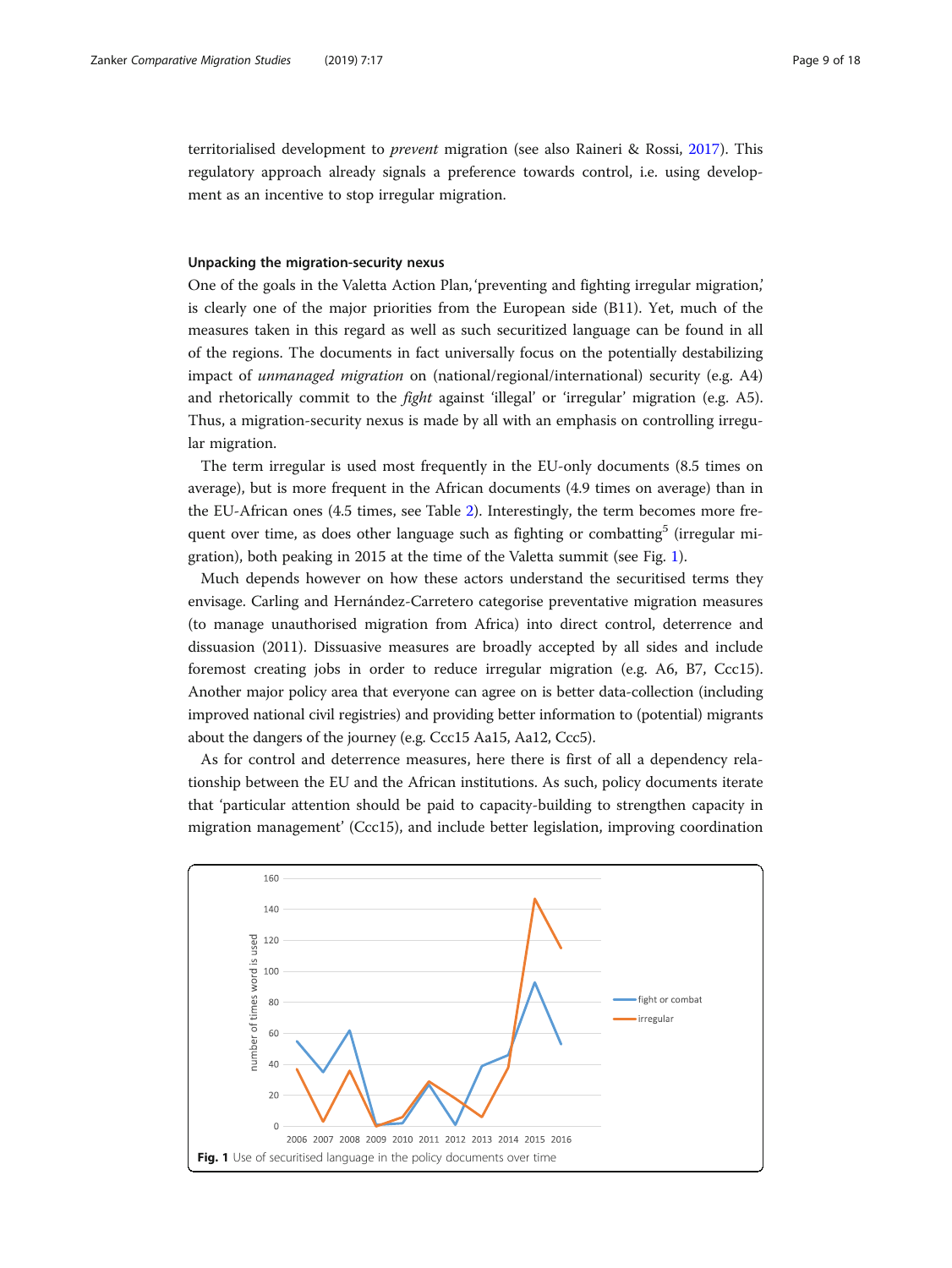territorialised development to *prevent* migration (see also Raineri & Rossi, 2017). This regulatory approach already signals a preference towards control, i.e. using development as an incentive to stop irregular migration.

### Unpacking the migration-security nexus

One of the goals in the Valetta Action Plan, 'preventing and fighting irregular migration,' is clearly one of the major priorities from the European side (B11). Yet, much of the measures taken in this regard as well as such securitized language can be found in all of the regions. The documents in fact universally focus on the potentially destabilizing impact of *unmanaged migration* on (national/regional/international) security (e.g. A4) and rhetorically commit to the *fight* against 'illegal' or 'irregular' migration (e.g. A5). Thus, a migration-security nexus is made by all with an emphasis on controlling irregular migration.

The term irregular is used most frequently in the EU-only documents (8.5 times on average), but is more frequent in the African documents (4.9 times on average) than in the EU-African ones (4.5 times, see Table 2). Interestingly, the term becomes more frequent over time, as does other language such as fighting or combatting[5] (irregular migration), both peaking in 2015 at the time of the Valetta summit (see Fig. 1).

Much depends however on how these actors understand the securitised terms they envisage. Carling and Hernández-Carretero categorise preventative migration measures (to manage unauthorised migration from Africa) into direct control, deterrence and dissuasion (2011). Dissuasive measures are broadly accepted by all sides and include foremost creating jobs in order to reduce irregular migration (e.g. A6, B7, Ccc15). Another major policy area that everyone can agree on is better data-collection (including improved national civil registries) and providing better information to (potential) migrants about the dangers of the journey (e.g. Ccc15 Aa15, Aa12, Ccc5).

As for control and deterrence measures, here there is first of all a dependency relationship between the EU and the African institutions. As such, policy documents iterate that 'particular attention should be paid to capacity-building to strengthen capacity in migration management' (Ccc15), and include better legislation, improving coordination

**Fig. 1** Use of securitised language in the policy documents over time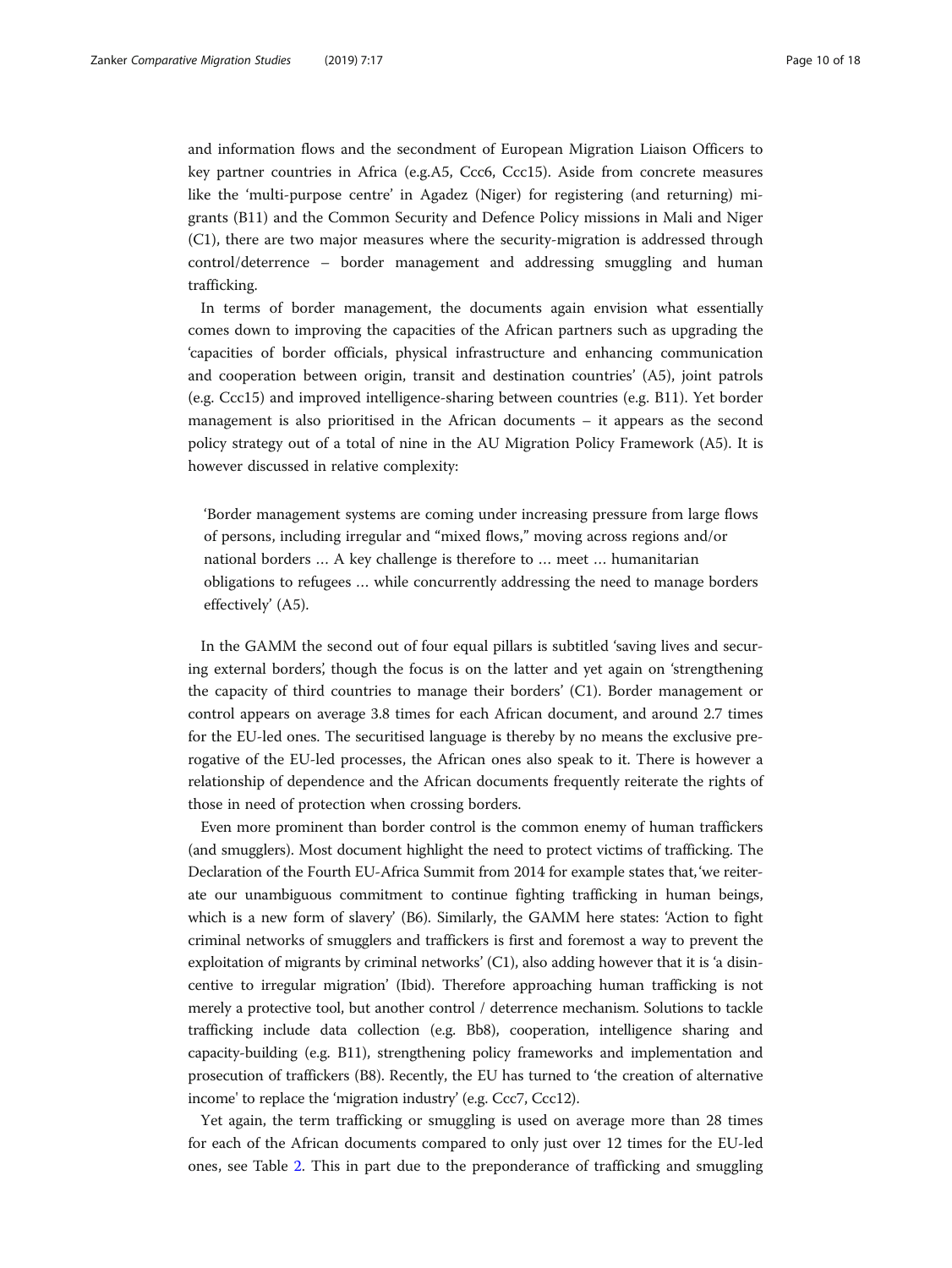and information flows and the secondment of European Migration Liaison Officers to key partner countries in Africa (e.g.A5, Ccc6, Ccc15). Aside from concrete measures like the 'multi-purpose centre' in Agadez (Niger) for registering (and returning) migrants (B11) and the Common Security and Defence Policy missions in Mali and Niger (C1), there are two major measures where the security-migration is addressed through control/deterrence – border management and addressing smuggling and human trafficking.

In terms of border management, the documents again envision what essentially comes down to improving the capacities of the African partners such as upgrading the 'capacities of border officials, physical infrastructure and enhancing communication and cooperation between origin, transit and destination countries' (A5), joint patrols (e.g. Ccc15) and improved intelligence-sharing between countries (e.g. B11). Yet border management is also prioritised in the African documents – it appears as the second policy strategy out of a total of nine in the AU Migration Policy Framework (A5). It is however discussed in relative complexity:

> 'Border management systems are coming under increasing pressure from large flows of persons, including irregular and "mixed flows," moving across regions and/or national borders … A key challenge is therefore to … meet … humanitarian obligations to refugees … while concurrently addressing the need to manage borders effectively' (A5).

In the GAMM the second out of four equal pillars is subtitled 'saving lives and securing external borders', though the focus is on the latter and yet again on 'strengthening the capacity of third countries to manage their borders' (C1). Border management or control appears on average 3.8 times for each African document, and around 2.7 times for the EU-led ones. The securitised language is thereby by no means the exclusive prerogative of the EU-led processes, the African ones also speak to it. There is however a relationship of dependence and the African documents frequently reiterate the rights of those in need of protection when crossing borders.

Even more prominent than border control is the common enemy of human traffickers (and smugglers). Most document highlight the need to protect victims of trafficking. The Declaration of the Fourth EU-Africa Summit from 2014 for example states that,'we reiterate our unambiguous commitment to continue fighting trafficking in human beings, which is a new form of slavery' (B6). Similarly, the GAMM here states: 'Action to fight criminal networks of smugglers and traffickers is first and foremost a way to prevent the exploitation of migrants by criminal networks' (C1), also adding however that it is 'a disincentive to irregular migration' (Ibid). Therefore approaching human trafficking is not merely a protective tool, but another control / deterrence mechanism. Solutions to tackle trafficking include data collection (e.g. Bb8), cooperation, intelligence sharing and capacity-building (e.g. B11), strengthening policy frameworks and implementation and prosecution of traffickers (B8). Recently, the EU has turned to 'the creation of alternative income' to replace the 'migration industry' (e.g. Ccc7, Ccc12).

Yet again, the term trafficking or smuggling is used on average more than 28 times for each of the African documents compared to only just over 12 times for the EU-led ones, see Table 2. This in part due to the preponderance of trafficking and smuggling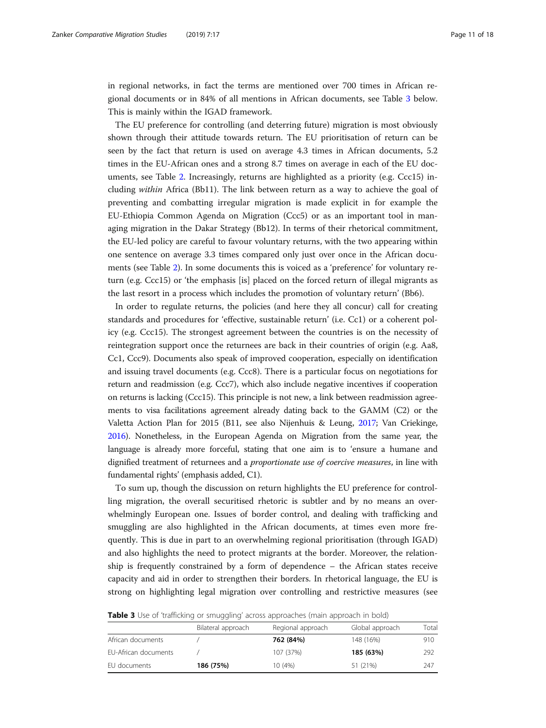in regional networks, in fact the terms are mentioned over 700 times in African regional documents or in 84% of all mentions in African documents, see Table 3 below. This is mainly within the IGAD framework.

The EU preference for controlling (and deterring future) migration is most obviously shown through their attitude towards return. The EU prioritisation of return can be seen by the fact that return is used on average 4.3 times in African documents, 5.2 times in the EU-African ones and a strong 8.7 times on average in each of the EU documents, see Table 2. Increasingly, returns are highlighted as a priority (e.g. Ccc15) including *within* Africa (Bb11). The link between return as a way to achieve the goal of preventing and combatting irregular migration is made explicit in for example the EU-Ethiopia Common Agenda on Migration (Ccc5) or as an important tool in managing migration in the Dakar Strategy (Bb12). In terms of their rhetorical commitment, the EU-led policy are careful to favour voluntary returns, with the two appearing within one sentence on average 3.3 times compared only just over once in the African documents (see Table 2). In some documents this is voiced as a 'preference' for voluntary return (e.g. Ccc15) or 'the emphasis [is] placed on the forced return of illegal migrants as the last resort in a process which includes the promotion of voluntary return' (Bb6).

In order to regulate returns, the policies (and here they all concur) call for creating standards and procedures for 'effective, sustainable return' (i.e. Cc1) or a coherent policy (e.g. Ccc15). The strongest agreement between the countries is on the necessity of reintegration support once the returnees are back in their countries of origin (e.g. Aa8, Cc1, Ccc9). Documents also speak of improved cooperation, especially on identification and issuing travel documents (e.g. Ccc8). There is a particular focus on negotiations for return and readmission (e.g. Ccc7), which also include negative incentives if cooperation on returns is lacking (Ccc15). This principle is not new, a link between readmission agreements to visa facilitations agreement already dating back to the GAMM (C2) or the Valetta Action Plan for 2015 (B11, see also Nijenhuis & Leung, 2017; Van Criekinge, 2016). Nonetheless, in the European Agenda on Migration from the same year, the language is already more forceful, stating that one aim is to 'ensure a humane and dignified treatment of returnees and a *proportionate use of coercive measures*, in line with fundamental rights' (emphasis added, C1).

To sum up, though the discussion on return highlights the EU preference for controlling migration, the overall securitised rhetoric is subtler and by no means an overwhelmingly European one. Issues of border control, and dealing with trafficking and smuggling are also highlighted in the African documents, at times even more frequently. This is due in part to an overwhelming regional prioritisation (through IGAD) and also highlights the need to protect migrants at the border. Moreover, the relationship is frequently constrained by a form of dependence – the African states receive capacity and aid in order to strengthen their borders. In rhetorical language, the EU is strong on highlighting legal migration over controlling and restrictive measures (see

**Table 3** Use of 'trafficking or smuggling' across approaches (main approach in bold)

| | Bilateral approach | Regional approach | Global approach | Total |
|---|---|---|---|---|
| African documents | / | **762 (84%)** | 148 (16%) | 910 |
| EU-African documents | / | 107 (37%) | **185 (63%)** | 292 |
| EU documents | **186 (75%)** | 10 (4%) | 51 (21%) | 247 |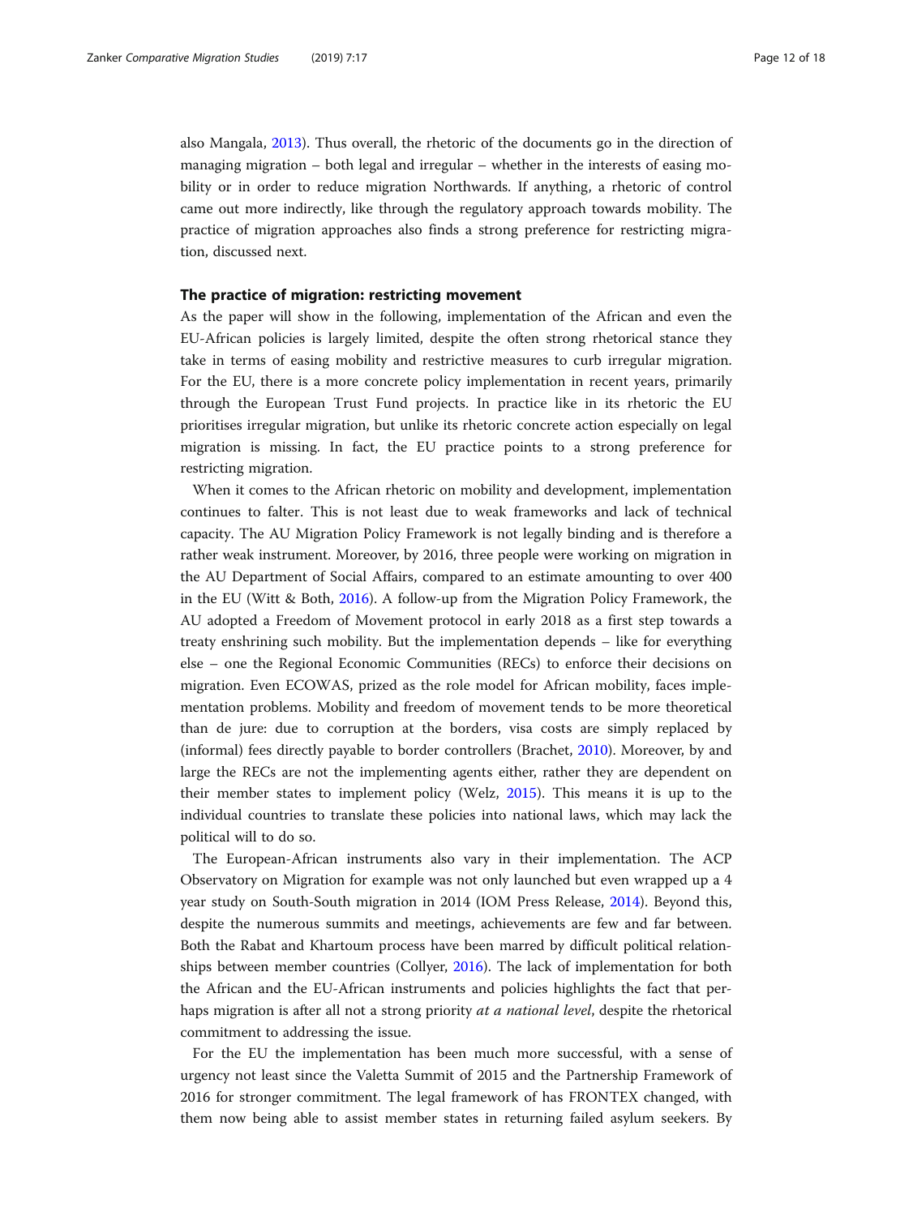also Mangala, 2013). Thus overall, the rhetoric of the documents go in the direction of managing migration – both legal and irregular – whether in the interests of easing mobility or in order to reduce migration Northwards. If anything, a rhetoric of control came out more indirectly, like through the regulatory approach towards mobility. The practice of migration approaches also finds a strong preference for restricting migration, discussed next.

### The practice of migration: restricting movement

As the paper will show in the following, implementation of the African and even the EU-African policies is largely limited, despite the often strong rhetorical stance they take in terms of easing mobility and restrictive measures to curb irregular migration. For the EU, there is a more concrete policy implementation in recent years, primarily through the European Trust Fund projects. In practice like in its rhetoric the EU prioritises irregular migration, but unlike its rhetoric concrete action especially on legal migration is missing. In fact, the EU practice points to a strong preference for restricting migration.

When it comes to the African rhetoric on mobility and development, implementation continues to falter. This is not least due to weak frameworks and lack of technical capacity. The AU Migration Policy Framework is not legally binding and is therefore a rather weak instrument. Moreover, by 2016, three people were working on migration in the AU Department of Social Affairs, compared to an estimate amounting to over 400 in the EU (Witt & Both, 2016). A follow-up from the Migration Policy Framework, the AU adopted a Freedom of Movement protocol in early 2018 as a first step towards a treaty enshrining such mobility. But the implementation depends – like for everything else – one the Regional Economic Communities (RECs) to enforce their decisions on migration. Even ECOWAS, prized as the role model for African mobility, faces implementation problems. Mobility and freedom of movement tends to be more theoretical than de jure: due to corruption at the borders, visa costs are simply replaced by (informal) fees directly payable to border controllers (Brachet, 2010). Moreover, by and large the RECs are not the implementing agents either, rather they are dependent on their member states to implement policy (Welz, 2015). This means it is up to the individual countries to translate these policies into national laws, which may lack the political will to do so.

The European-African instruments also vary in their implementation. The ACP Observatory on Migration for example was not only launched but even wrapped up a 4 year study on South-South migration in 2014 (IOM Press Release, 2014). Beyond this, despite the numerous summits and meetings, achievements are few and far between. Both the Rabat and Khartoum process have been marred by difficult political relationships between member countries (Collyer, 2016). The lack of implementation for both the African and the EU-African instruments and policies highlights the fact that perhaps migration is after all not a strong priority *at a national level*, despite the rhetorical commitment to addressing the issue.

For the EU the implementation has been much more successful, with a sense of urgency not least since the Valetta Summit of 2015 and the Partnership Framework of 2016 for stronger commitment. The legal framework of has FRONTEX changed, with them now being able to assist member states in returning failed asylum seekers. By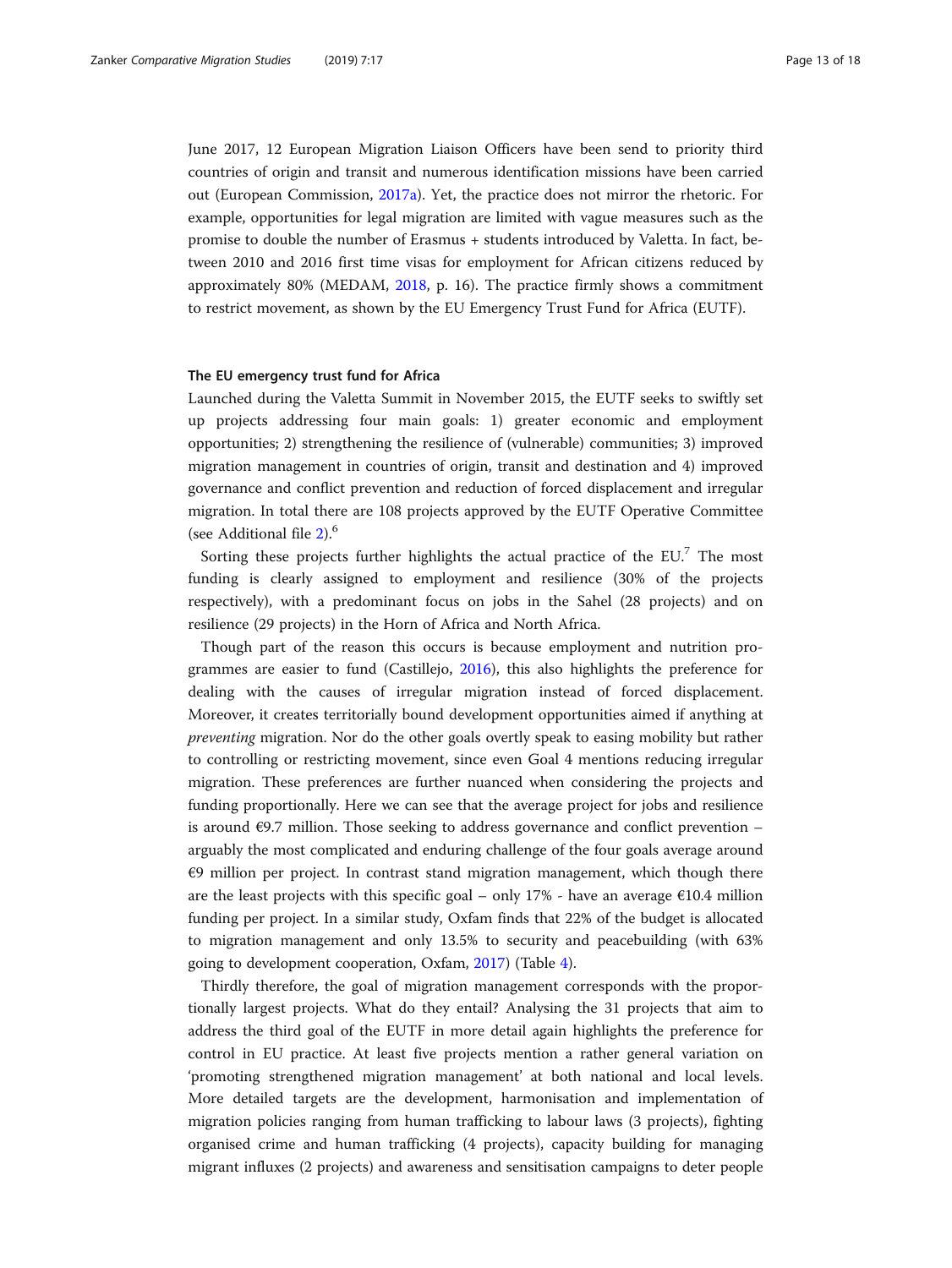June 2017, 12 European Migration Liaison Officers have been send to priority third countries of origin and transit and numerous identification missions have been carried out (European Commission, 2017a). Yet, the practice does not mirror the rhetoric. For example, opportunities for legal migration are limited with vague measures such as the promise to double the number of Erasmus + students introduced by Valetta. In fact, between 2010 and 2016 first time visas for employment for African citizens reduced by approximately 80% (MEDAM, 2018, p. 16). The practice firmly shows a commitment to restrict movement, as shown by the EU Emergency Trust Fund for Africa (EUTF).

#### The EU emergency trust fund for Africa

Launched during the Valetta Summit in November 2015, the EUTF seeks to swiftly set up projects addressing four main goals: 1) greater economic and employment opportunities; 2) strengthening the resilience of (vulnerable) communities; 3) improved migration management in countries of origin, transit and destination and 4) improved governance and conflict prevention and reduction of forced displacement and irregular migration. In total there are 108 projects approved by the EUTF Operative Committee (see Additional file 2).[6]

Sorting these projects further highlights the actual practice of the EU.[7] The most funding is clearly assigned to employment and resilience (30% of the projects respectively), with a predominant focus on jobs in the Sahel (28 projects) and on resilience (29 projects) in the Horn of Africa and North Africa.

Though part of the reason this occurs is because employment and nutrition programmes are easier to fund (Castillejo, 2016), this also highlights the preference for dealing with the causes of irregular migration instead of forced displacement. Moreover, it creates territorially bound development opportunities aimed if anything at *preventing* migration. Nor do the other goals overtly speak to easing mobility but rather to controlling or restricting movement, since even Goal 4 mentions reducing irregular migration. These preferences are further nuanced when considering the projects and funding proportionally. Here we can see that the average project for jobs and resilience is around €9.7 million. Those seeking to address governance and conflict prevention – arguably the most complicated and enduring challenge of the four goals average around €9 million per project. In contrast stand migration management, which though there are the least projects with this specific goal – only 17% - have an average €10.4 million funding per project. In a similar study, Oxfam finds that 22% of the budget is allocated to migration management and only 13.5% to security and peacebuilding (with 63% going to development cooperation, Oxfam, 2017) (Table 4).

Thirdly therefore, the goal of migration management corresponds with the proportionally largest projects. What do they entail? Analysing the 31 projects that aim to address the third goal of the EUTF in more detail again highlights the preference for control in EU practice. At least five projects mention a rather general variation on 'promoting strengthened migration management' at both national and local levels. More detailed targets are the development, harmonisation and implementation of migration policies ranging from human trafficking to labour laws (3 projects), fighting organised crime and human trafficking (4 projects), capacity building for managing migrant influxes (2 projects) and awareness and sensitisation campaigns to deter people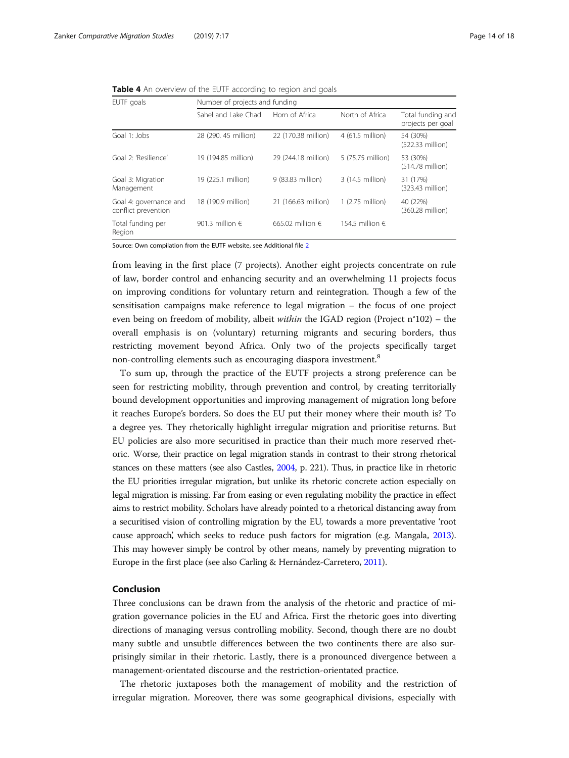**Table 4** An overview of the EUTF according to region and goals

| EUTF goals | Number of projects and funding | | | |
|---|---|---|---|---|
| | Sahel and Lake Chad | Horn of Africa | North of Africa | Total funding and projects per goal |
| Goal 1: Jobs | 28 (290. 45 million) | 22 (170.38 million) | 4 (61.5 million) | 54 (30%) (522.33 million) |
| Goal 2: 'Resilience' | 19 (194.85 million) | 29 (244.18 million) | 5 (75.75 million) | 53 (30%) (514.78 million) |
| Goal 3: Migration Management | 19 (225.1 million) | 9 (83.83 million) | 3 (14.5 million) | 31 (17%) (323.43 million) |
| Goal 4: governance and conflict prevention | 18 (190.9 million) | 21 (166.63 million) | 1 (2.75 million) | 40 (22%) (360.28 million) |
| Total funding per Region | 901.3 million € | 665.02 million € | 154.5 million € | |

Source: Own compilation from the EUTF website, see Additional file 2

from leaving in the first place (7 projects). Another eight projects concentrate on rule of law, border control and enhancing security and an overwhelming 11 projects focus on improving conditions for voluntary return and reintegration. Though a few of the sensitisation campaigns make reference to legal migration – the focus of one project even being on freedom of mobility, albeit *within* the IGAD region (Project n°102) – the overall emphasis is on (voluntary) returning migrants and securing borders, thus restricting movement beyond Africa. Only two of the projects specifically target non-controlling elements such as encouraging diaspora investment.[8]

To sum up, through the practice of the EUTF projects a strong preference can be seen for restricting mobility, through prevention and control, by creating territorially bound development opportunities and improving management of migration long before it reaches Europe's borders. So does the EU put their money where their mouth is? To a degree yes. They rhetorically highlight irregular migration and prioritise returns. But EU policies are also more securitised in practice than their much more reserved rhetoric. Worse, their practice on legal migration stands in contrast to their strong rhetorical stances on these matters (see also Castles, 2004, p. 221). Thus, in practice like in rhetoric the EU priorities irregular migration, but unlike its rhetoric concrete action especially on legal migration is missing. Far from easing or even regulating mobility the practice in effect aims to restrict mobility. Scholars have already pointed to a rhetorical distancing away from a securitised vision of controlling migration by the EU, towards a more preventative 'root cause approach', which seeks to reduce push factors for migration (e.g. Mangala, 2013). This may however simply be control by other means, namely by preventing migration to Europe in the first place (see also Carling & Hernández-Carretero, 2011).

## Conclusion

Three conclusions can be drawn from the analysis of the rhetoric and practice of migration governance policies in the EU and Africa. First the rhetoric goes into diverting directions of managing versus controlling mobility. Second, though there are no doubt many subtle and unsubtle differences between the two continents there are also surprisingly similar in their rhetoric. Lastly, there is a pronounced divergence between a management-orientated discourse and the restriction-orientated practice.

The rhetoric juxtaposes both the management of mobility and the restriction of irregular migration. Moreover, there was some geographical divisions, especially with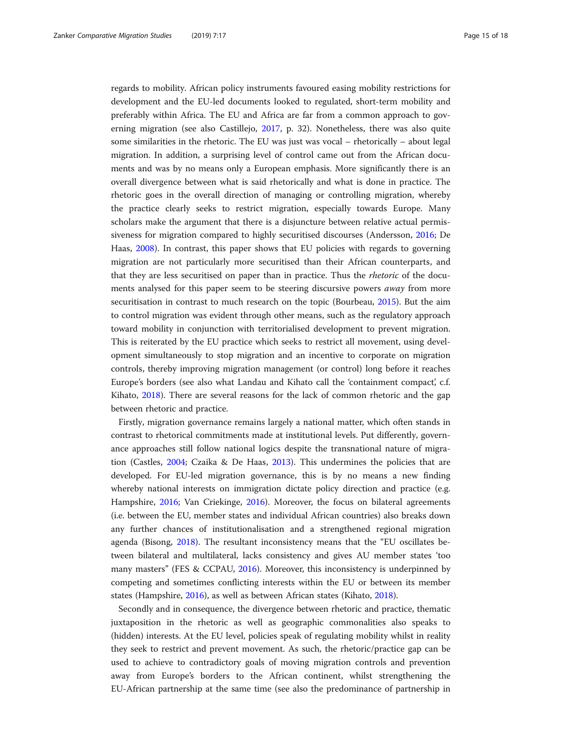regards to mobility. African policy instruments favoured easing mobility restrictions for development and the EU-led documents looked to regulated, short-term mobility and preferably within Africa. The EU and Africa are far from a common approach to governing migration (see also Castillejo, 2017, p. 32). Nonetheless, there was also quite some similarities in the rhetoric. The EU was just was vocal – rhetorically – about legal migration. In addition, a surprising level of control came out from the African documents and was by no means only a European emphasis. More significantly there is an overall divergence between what is said rhetorically and what is done in practice. The rhetoric goes in the overall direction of managing or controlling migration, whereby the practice clearly seeks to restrict migration, especially towards Europe. Many scholars make the argument that there is a disjuncture between relative actual permissiveness for migration compared to highly securitised discourses (Andersson, 2016; De Haas, 2008). In contrast, this paper shows that EU policies with regards to governing migration are not particularly more securitised than their African counterparts, and that they are less securitised on paper than in practice. Thus the *rhetoric* of the documents analysed for this paper seem to be steering discursive powers *away* from more securitisation in contrast to much research on the topic (Bourbeau, 2015). But the aim to control migration was evident through other means, such as the regulatory approach toward mobility in conjunction with territorialised development to prevent migration. This is reiterated by the EU practice which seeks to restrict all movement, using development simultaneously to stop migration and an incentive to corporate on migration controls, thereby improving migration management (or control) long before it reaches Europe's borders (see also what Landau and Kihato call the 'containment compact', c.f. Kihato, 2018). There are several reasons for the lack of common rhetoric and the gap between rhetoric and practice.

Firstly, migration governance remains largely a national matter, which often stands in contrast to rhetorical commitments made at institutional levels. Put differently, governance approaches still follow national logics despite the transnational nature of migration (Castles, 2004; Czaika & De Haas, 2013). This undermines the policies that are developed. For EU-led migration governance, this is by no means a new finding whereby national interests on immigration dictate policy direction and practice (e.g. Hampshire, 2016; Van Criekinge, 2016). Moreover, the focus on bilateral agreements (i.e. between the EU, member states and individual African countries) also breaks down any further chances of institutionalisation and a strengthened regional migration agenda (Bisong, 2018). The resultant inconsistency means that the "EU oscillates between bilateral and multilateral, lacks consistency and gives AU member states 'too many masters" (FES & CCPAU, 2016). Moreover, this inconsistency is underpinned by competing and sometimes conflicting interests within the EU or between its member states (Hampshire, 2016), as well as between African states (Kihato, 2018).

Secondly and in consequence, the divergence between rhetoric and practice, thematic juxtaposition in the rhetoric as well as geographic commonalities also speaks to (hidden) interests. At the EU level, policies speak of regulating mobility whilst in reality they seek to restrict and prevent movement. As such, the rhetoric/practice gap can be used to achieve to contradictory goals of moving migration controls and prevention away from Europe's borders to the African continent, whilst strengthening the EU-African partnership at the same time (see also the predominance of partnership in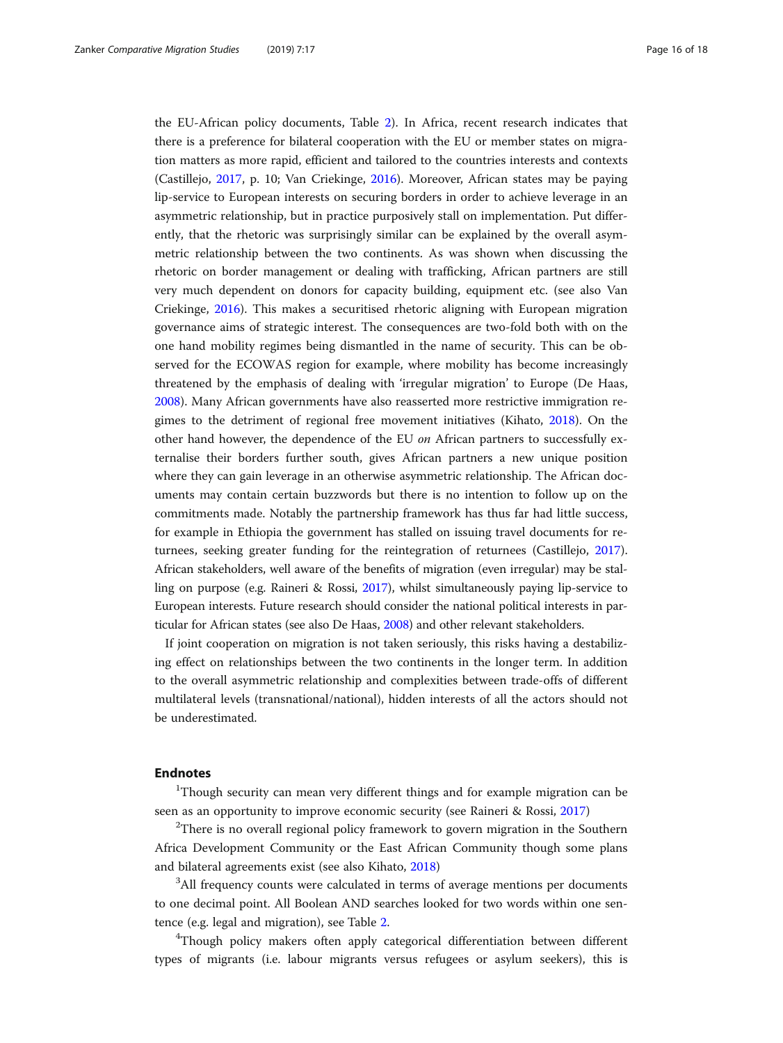the EU-African policy documents, Table 2). In Africa, recent research indicates that there is a preference for bilateral cooperation with the EU or member states on migration matters as more rapid, efficient and tailored to the countries interests and contexts (Castillejo, 2017, p. 10; Van Criekinge, 2016). Moreover, African states may be paying lip-service to European interests on securing borders in order to achieve leverage in an asymmetric relationship, but in practice purposively stall on implementation. Put differently, that the rhetoric was surprisingly similar can be explained by the overall asymmetric relationship between the two continents. As was shown when discussing the rhetoric on border management or dealing with trafficking, African partners are still very much dependent on donors for capacity building, equipment etc. (see also Van Criekinge, 2016). This makes a securitised rhetoric aligning with European migration governance aims of strategic interest. The consequences are two-fold both with on the one hand mobility regimes being dismantled in the name of security. This can be observed for the ECOWAS region for example, where mobility has become increasingly threatened by the emphasis of dealing with 'irregular migration' to Europe (De Haas, 2008). Many African governments have also reasserted more restrictive immigration regimes to the detriment of regional free movement initiatives (Kihato, 2018). On the other hand however, the dependence of the EU *on* African partners to successfully externalise their borders further south, gives African partners a new unique position where they can gain leverage in an otherwise asymmetric relationship. The African documents may contain certain buzzwords but there is no intention to follow up on the commitments made. Notably the partnership framework has thus far had little success, for example in Ethiopia the government has stalled on issuing travel documents for returnees, seeking greater funding for the reintegration of returnees (Castillejo, 2017). African stakeholders, well aware of the benefits of migration (even irregular) may be stalling on purpose (e.g. Raineri & Rossi, 2017), whilst simultaneously paying lip-service to European interests. Future research should consider the national political interests in particular for African states (see also De Haas, 2008) and other relevant stakeholders.

If joint cooperation on migration is not taken seriously, this risks having a destabilizing effect on relationships between the two continents in the longer term. In addition to the overall asymmetric relationship and complexities between trade-offs of different multilateral levels (transnational/national), hidden interests of all the actors should not be underestimated.

## Endnotes

[1]Though security can mean very different things and for example migration can be seen as an opportunity to improve economic security (see Raineri & Rossi, 2017)

[2]There is no overall regional policy framework to govern migration in the Southern Africa Development Community or the East African Community though some plans and bilateral agreements exist (see also Kihato, 2018)

[3]All frequency counts were calculated in terms of average mentions per documents to one decimal point. All Boolean AND searches looked for two words within one sentence (e.g. legal and migration), see Table 2.

[4]Though policy makers often apply categorical differentiation between different types of migrants (i.e. labour migrants versus refugees or asylum seekers), this is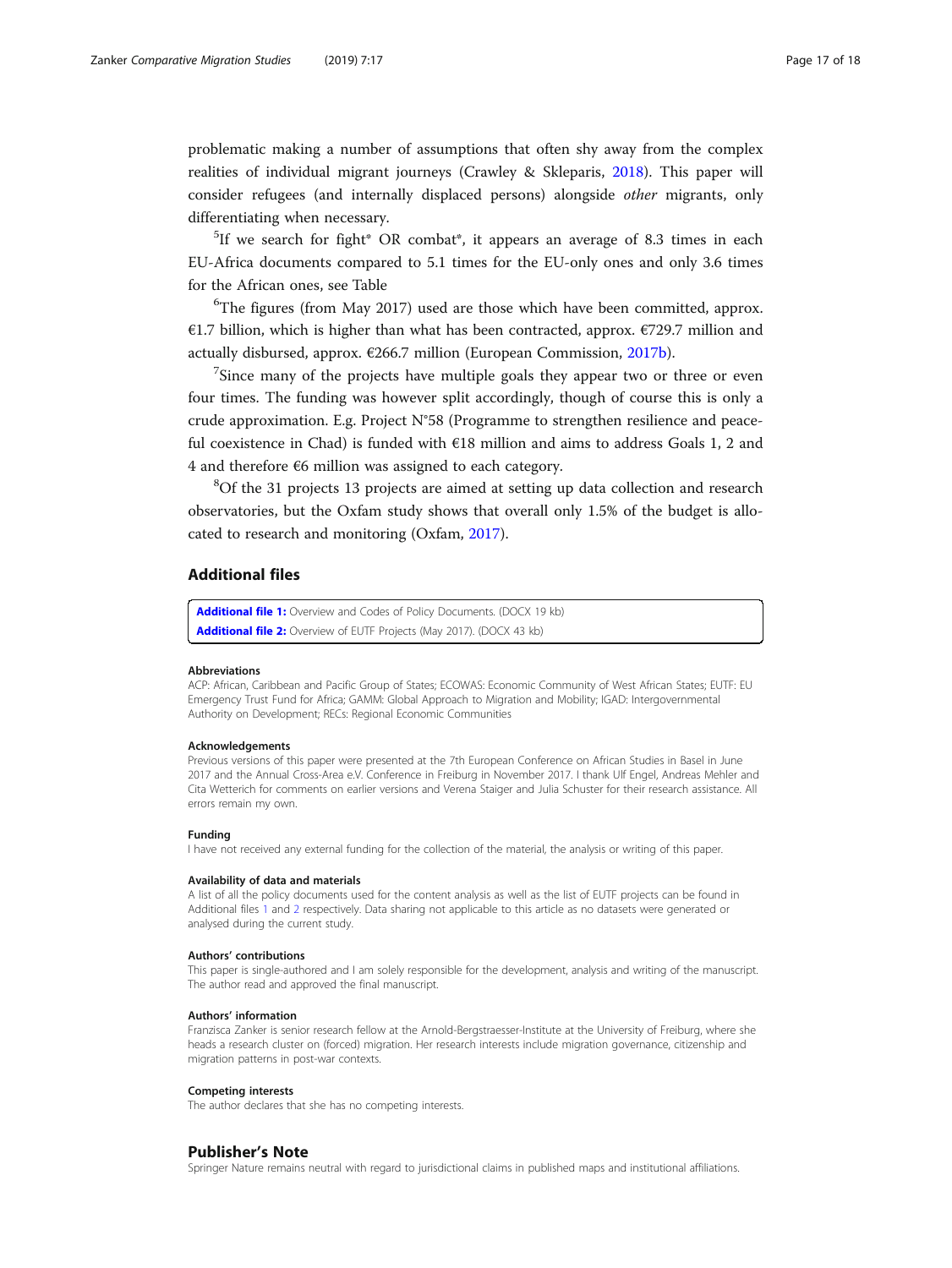problematic making a number of assumptions that often shy away from the complex realities of individual migrant journeys (Crawley & Skleparis, 2018). This paper will consider refugees (and internally displaced persons) alongside *other* migrants, only differentiating when necessary.

[5]If we search for fight* OR combat*, it appears an average of 8.3 times in each EU-Africa documents compared to 5.1 times for the EU-only ones and only 3.6 times for the African ones, see Table

[6]The figures (from May 2017) used are those which have been committed, approx. €1.7 billion, which is higher than what has been contracted, approx. €729.7 million and actually disbursed, approx. €266.7 million (European Commission, 2017b).

[7]Since many of the projects have multiple goals they appear two or three or even four times. The funding was however split accordingly, though of course this is only a crude approximation. E.g. Project N°58 (Programme to strengthen resilience and peaceful coexistence in Chad) is funded with €18 million and aims to address Goals 1, 2 and 4 and therefore €6 million was assigned to each category.

[8]Of the 31 projects 13 projects are aimed at setting up data collection and research observatories, but the Oxfam study shows that overall only 1.5% of the budget is allocated to research and monitoring (Oxfam, 2017).

## Additional files

**Additional file 1:** Overview and Codes of Policy Documents. (DOCX 19 kb)

**Additional file 2:** Overview of EUTF Projects (May 2017). (DOCX 43 kb)

#### Abbreviations

ACP: African, Caribbean and Pacific Group of States; ECOWAS: Economic Community of West African States; EUTF: EU Emergency Trust Fund for Africa; GAMM: Global Approach to Migration and Mobility; IGAD: Intergovernmental Authority on Development; RECs: Regional Economic Communities

#### Acknowledgements

Previous versions of this paper were presented at the 7th European Conference on African Studies in Basel in June 2017 and the Annual Cross-Area e.V. Conference in Freiburg in November 2017. I thank Ulf Engel, Andreas Mehler and Cita Wetterich for comments on earlier versions and Verena Staiger and Julia Schuster for their research assistance. All errors remain my own.

#### Funding

I have not received any external funding for the collection of the material, the analysis or writing of this paper.

#### Availability of data and materials

A list of all the policy documents used for the content analysis as well as the list of EUTF projects can be found in Additional files 1 and 2 respectively. Data sharing not applicable to this article as no datasets were generated or analysed during the current study.

#### Authors' contributions

This paper is single-authored and I am solely responsible for the development, analysis and writing of the manuscript. The author read and approved the final manuscript.

#### Authors' information

Franzisca Zanker is senior research fellow at the Arnold-Bergstraesser-Institute at the University of Freiburg, where she heads a research cluster on (forced) migration. Her research interests include migration governance, citizenship and migration patterns in post-war contexts.

#### Competing interests

The author declares that she has no competing interests.

## Publisher's Note

Springer Nature remains neutral with regard to jurisdictional claims in published maps and institutional affiliations.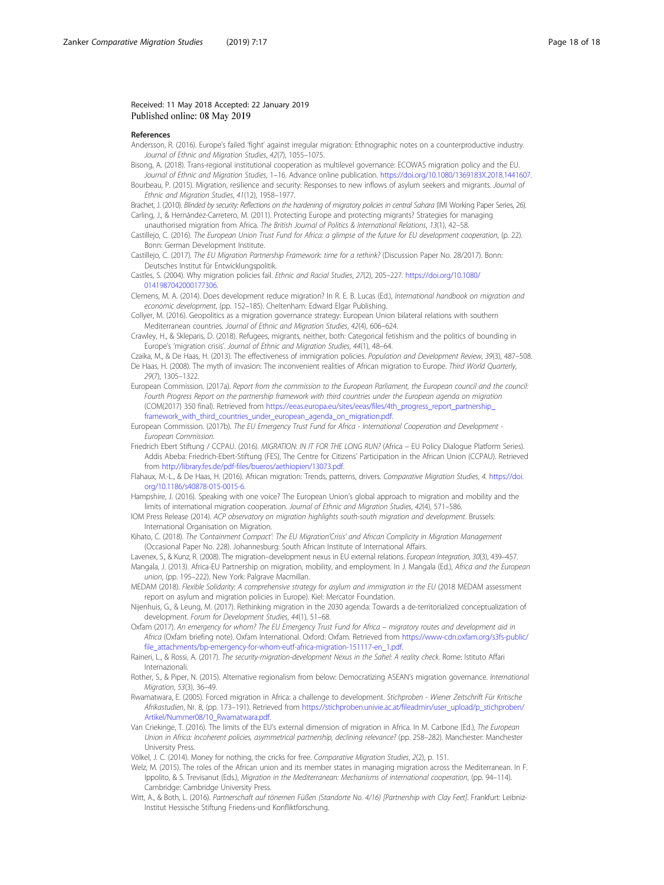Received: 11 May 2018 Accepted: 22 January 2019
Published online: 08 May 2019

## References

Andersson, R. (2016). Europe's failed 'fight' against irregular migration: Ethnographic notes on a counterproductive industry. *Journal of Ethnic and Migration Studies*, *42*(7), 1055–1075.

Bisong, A. (2018). Trans-regional institutional cooperation as multilevel governance: ECOWAS migration policy and the EU. *Journal of Ethnic and Migration Studies*, 1–16. Advance online publication. https://doi.org/10.1080/1369183X.2018.1441607.

Bourbeau, P. (2015). Migration, resilience and security: Responses to new inflows of asylum seekers and migrants. *Journal of Ethnic and Migration Studies*, *41*(12), 1958–1977.

Brachet, J. (2010). *Blinded by security: Reflections on the hardening of migratory policies in central Sahara* (IMI Working Paper Series, 26).

Carling, J., & Hernández-Carretero, M. (2011). Protecting Europe and protecting migrants? Strategies for managing unauthorised migration from Africa. *The British Journal of Politics & International Relations*, *13*(1), 42–58.

Castillejo, C. (2016). *The European Union Trust Fund for Africa: a glimpse of the future for EU development cooperation*, (p. 22). Bonn: German Development Institute.

Castillejo, C. (2017). *The EU Migration Partnership Framework: time for a rethink?* (Discussion Paper No. 28/2017). Bonn: Deutsches Institut für Entwicklungspolitik.

Castles, S. (2004). Why migration policies fail. *Ethnic and Racial Studies*, *27*(2), 205–227. https://doi.org/10.1080/0141987042000177306.

Clemens, M. A. (2014). Does development reduce migration? In R. E. B. Lucas (Ed.), *International handbook on migration and economic development*, (pp. 152–185). Cheltenham: Edward Elgar Publishing.

Collyer, M. (2016). Geopolitics as a migration governance strategy: European Union bilateral relations with southern Mediterranean countries. *Journal of Ethnic and Migration Studies*, *42*(4), 606–624.

Crawley, H., & Skleparis, D. (2018). Refugees, migrants, neither, both: Categorical fetishism and the politics of bounding in Europe's 'migration crisis'. *Journal of Ethnic and Migration Studies*, *44*(1), 48–64.

Czaika, M., & De Haas, H. (2013). The effectiveness of immigration policies. *Population and Development Review*, *39*(3), 487–508.

De Haas, H. (2008). The myth of invasion: The inconvenient realities of African migration to Europe. *Third World Quarterly*, *29*(7), 1305–1322.

European Commission. (2017a). *Report from the commission to the European Parliament, the European council and the council: Fourth Progress Report on the partnership framework with third countries under the European agenda on migration* (COM(2017) 350 final). Retrieved from https://eeas.europa.eu/sites/eeas/files/4th_progress_report_partnership_framework_with_third_countries_under_european_agenda_on_migration.pdf.

European Commission. (2017b). *The EU Emergency Trust Fund for Africa - International Cooperation and Development - European Commission*.

Friedrich Ebert Stiftung / CCPAU. (2016). *MIGRATION: IN IT FOR THE LONG RUN?* (Africa – EU Policy Dialogue Platform Series). Addis Ababa: Friedrich-Ebert-Stiftung (FES), The Centre for Citizens' Participation in the African Union (CCPAU). Retrieved from http://library.fes.de/pdf-files/bueros/aethiopien/13073.pdf.

Flahaux, M.-L., & De Haas, H. (2016). African migration: Trends, patterns, drivers. *Comparative Migration Studies*, *4*. https://doi.org/10.1186/s40878-015-0015-6.

Hampshire, J. (2016). Speaking with one voice? The European Union's global approach to migration and mobility and the limits of international migration cooperation. *Journal of Ethnic and Migration Studies*, *42*(4), 571–586.

IOM Press Release (2014). *ACP observatory on migration highlights south-south migration and development*. Brussels: International Organisation on Migration.

Kihato, C. (2018). *The 'Containment Compact': The EU Migration'Crisis' and African Complicity in Migration Management* (Occasional Paper No. 228). Johannesburg: South African Institute of International Affairs.

Lavenex, S., & Kunz, R. (2008). The migration–development nexus in EU external relations. *European Integration*, *30*(3), 439–457.

Mangala, J. (2013). Africa-EU Partnership on migration, mobility, and employment. In J. Mangala (Ed.), *Africa and the European union*, (pp. 195–222). New York: Palgrave Macmillan.

MEDAM (2018). *Flexible Solidarity: A comprehensive strategy for asylum and immigration in the EU* (2018 MEDAM assessment report on asylum and migration policies in Europe). Kiel: Mercator Foundation.

Nijenhuis, G., & Leung, M. (2017). Rethinking migration in the 2030 agenda: Towards a de-territorialized conceptualization of development. *Forum for Development Studies*, *44*(1), 51–68.

Oxfam (2017). *An emergency for whom? The EU Emergency Trust Fund for Africa – migratory routes and development aid in Africa* (Oxfam briefing note). Oxfam International. Oxford: Oxfam. Retrieved from https://www-cdn.oxfam.org/s3fs-public/file_attachments/bp-emergency-for-whom-eutf-africa-migration-151117-en_1.pdf.

Raineri, L., & Rossi, A. (2017). *The security-migration-development Nexus in the Sahel: A reality check*. Rome: Istituto Affari Internazionali.

Rother, S., & Piper, N. (2015). Alternative regionalism from below: Democratizing ASEAN's migration governance. *International Migration*, *53*(3), 36–49.

Rwamatwara, E. (2005). Forced migration in Africa: a challenge to development. *Stichproben - Wiener Zeitschrift Für Kritische Afrikastudien*, Nr. 8, (pp. 173–191). Retrieved from https://stichproben.univie.ac.at/fileadmin/user_upload/p_stichproben/Artikel/Nummer08/10_Rwamatwara.pdf.

Van Criekinge, T. (2016). The limits of the EU's external dimension of migration in Africa. In M. Carbone (Ed.), *The European Union in Africa: Incoherent policies, asymmetrical partnership, declining relevance?* (pp. 258–282). Manchester: Manchester University Press.

Völkel, J. C. (2014). Money for nothing, the cricks for free. *Comparative Migration Studies*, *2*(2), p. 151.

Welz, M. (2015). The roles of the African union and its member states in managing migration across the Mediterranean. In F. Ippolito, & S. Trevisanut (Eds.), *Migration in the Mediterranean: Mechanisms of international cooperation*, (pp. 94–114). Cambridge: Cambridge University Press.

Witt, A., & Both, L. (2016). *Partnerschaft auf tönernen Füßen (Standorte No. 4/16) [Partnership with Clay Feet]*. Frankfurt: Leibniz-Institut Hessische Stiftung Friedens-und Konfliktforschung.